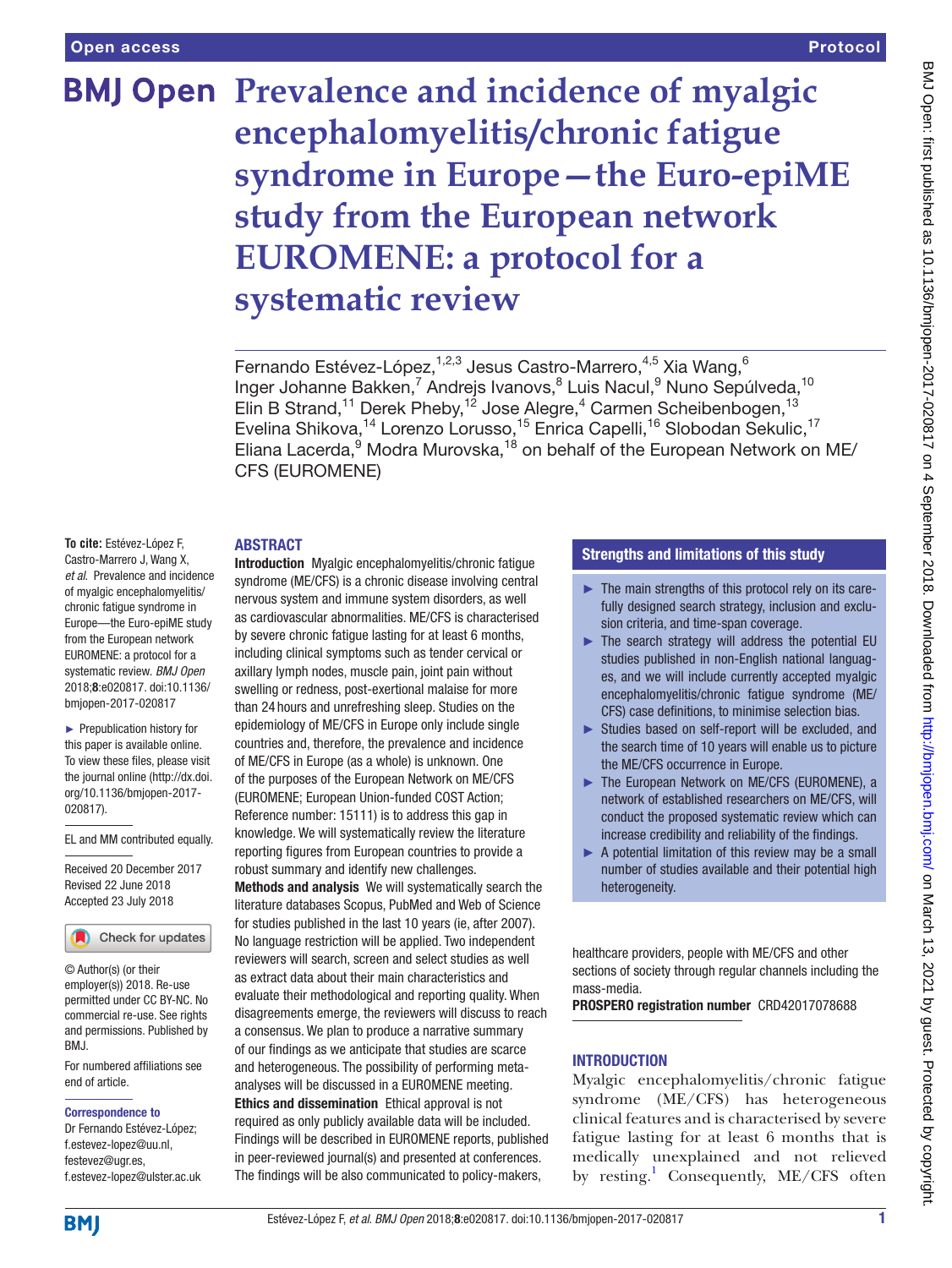Open access

Protocol

# Prevalence and incidence of myalgic encephalomyelitis/chronic fatigue syndrome in Europe—the Euro-epiME study from the European network EUROMENE: a protocol for a systematic review

Fernando Estévez-López,[1,2,3] Jesus Castro-Marrero,[4,5] Xia Wang,[6] Inger Johanne Bakken,[7] Andrejs Ivanovs,[8] Luis Nacul,[9] Nuno Sepúlveda,[10] Elin B Strand,[11] Derek Pheby,[12] Jose Alegre,[4] Carmen Scheibenbogen,[13] Evelina Shikova,[14] Lorenzo Lorusso,[15] Enrica Capelli,[16] Slobodan Sekulic,[17] Eliana Lacerda,[9] Modra Murovska,[18] on behalf of the European Network on ME/CFS (EUROMENE)

**To cite:** Estévez-López F, Castro-Marrero J, Wang X, *et al*. Prevalence and incidence of myalgic encephalomyelitis/chronic fatigue syndrome in Europe—the Euro-epiME study from the European network EUROMENE: a protocol for a systematic review. *BMJ Open* 2018;**8**:e020817. doi:10.1136/bmjopen-2017-020817

► Prepublication history for this paper is available online. To view these files, please visit the journal online (http://dx.doi.org/10.1136/bmjopen-2017-020817).

EL and MM contributed equally.

Received 20 December 2017
Revised 22 June 2018
Accepted 23 July 2018

© Author(s) (or their employer(s)) 2018. Re-use permitted under CC BY-NC. No commercial re-use. See rights and permissions. Published by BMJ.

For numbered affiliations see end of article.

**Correspondence to**
Dr Fernando Estévez-López;
f.estevez-lopez@uu.nl,
festevez@ugr.es,
f.estevez-lopez@ulster.ac.uk

## ABSTRACT

**Introduction** Myalgic encephalomyelitis/chronic fatigue syndrome (ME/CFS) is a chronic disease involving central nervous system and immune system disorders, as well as cardiovascular abnormalities. ME/CFS is characterised by severe chronic fatigue lasting for at least 6 months, including clinical symptoms such as tender cervical or axillary lymph nodes, muscle pain, joint pain without swelling or redness, post-exertional malaise for more than 24 hours and unrefreshing sleep. Studies on the epidemiology of ME/CFS in Europe only include single countries and, therefore, the prevalence and incidence of ME/CFS in Europe (as a whole) is unknown. One of the purposes of the European Network on ME/CFS (EUROMENE; European Union-funded COST Action; Reference number: 15111) is to address this gap in knowledge. We will systematically review the literature reporting figures from European countries to provide a robust summary and identify new challenges.

**Methods and analysis** We will systematically search the literature databases Scopus, PubMed and Web of Science for studies published in the last 10 years (ie, after 2007). No language restriction will be applied. Two independent reviewers will search, screen and select studies as well as extract data about their main characteristics and evaluate their methodological and reporting quality. When disagreements emerge, the reviewers will discuss to reach a consensus. We plan to produce a narrative summary of our findings as we anticipate that studies are scarce and heterogeneous. The possibility of performing meta-analyses will be discussed in a EUROMENE meeting.

**Ethics and dissemination** Ethical approval is not required as only publicly available data will be included. Findings will be described in EUROMENE reports, published in peer-reviewed journal(s) and presented at conferences. The findings will be also communicated to policy-makers, healthcare providers, people with ME/CFS and other sections of society through regular channels including the mass-media.

**PROSPERO registration number** CRD42017078688

### Strengths and limitations of this study

- ► The main strengths of this protocol rely on its carefully designed search strategy, inclusion and exclusion criteria, and time-span coverage.
- ► The search strategy will address the potential EU studies published in non-English national languages, and we will include currently accepted myalgic encephalomyelitis/chronic fatigue syndrome (ME/CFS) case definitions, to minimise selection bias.
- ► Studies based on self-report will be excluded, and the search time of 10 years will enable us to picture the ME/CFS occurrence in Europe.
- ► The European Network on ME/CFS (EUROMENE), a network of established researchers on ME/CFS, will conduct the proposed systematic review which can increase credibility and reliability of the findings.
- ► A potential limitation of this review may be a small number of studies available and their potential high heterogeneity.

## INTRODUCTION

Myalgic encephalomyelitis/chronic fatigue syndrome (ME/CFS) has heterogeneous clinical features and is characterised by severe fatigue lasting for at least 6 months that is medically unexplained and not relieved by resting.[1] Consequently, ME/CFS often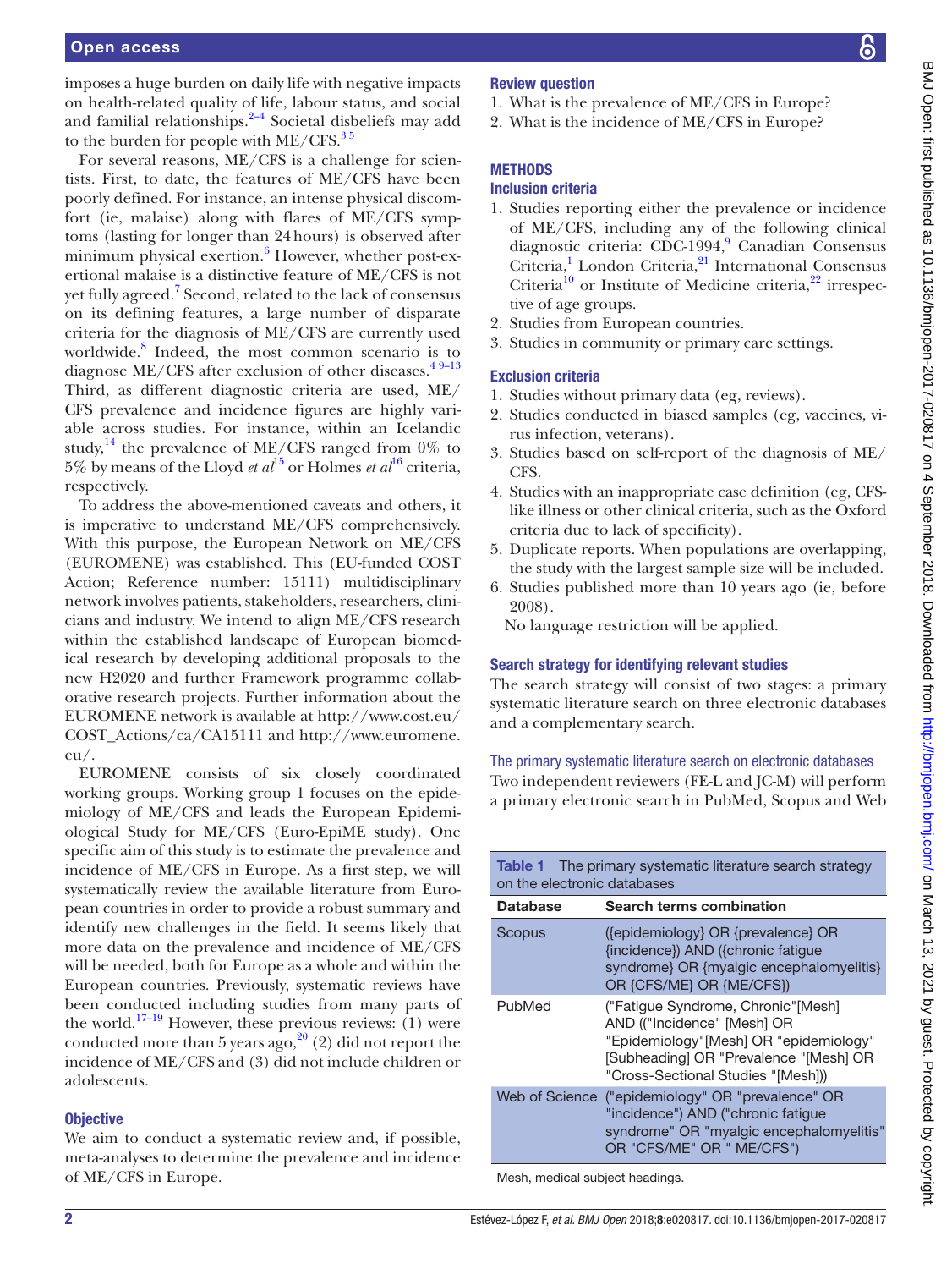imposes a huge burden on daily life with negative impacts on health-related quality of life, labour status, and social and familial relationships.[2–4] Societal disbeliefs may add to the burden for people with ME/CFS.[3 5]

For several reasons, ME/CFS is a challenge for scientists. First, to date, the features of ME/CFS have been poorly defined. For instance, an intense physical discomfort (ie, malaise) along with flares of ME/CFS symptoms (lasting for longer than 24 hours) is observed after minimum physical exertion.[6] However, whether post-exertional malaise is a distinctive feature of ME/CFS is not yet fully agreed.[7] Second, related to the lack of consensus on its defining features, a large number of disparate criteria for the diagnosis of ME/CFS are currently used worldwide.[8] Indeed, the most common scenario is to diagnose ME/CFS after exclusion of other diseases.[4 9–13] Third, as different diagnostic criteria are used, ME/CFS prevalence and incidence figures are highly variable across studies. For instance, within an Icelandic study,[14] the prevalence of ME/CFS ranged from 0% to 5% by means of the Lloyd *et al*[15] or Holmes *et al*[16] criteria, respectively.

To address the above-mentioned caveats and others, it is imperative to understand ME/CFS comprehensively. With this purpose, the European Network on ME/CFS (EUROMENE) was established. This (EU-funded COST Action; Reference number: 15111) multidisciplinary network involves patients, stakeholders, researchers, clinicians and industry. We intend to align ME/CFS research within the established landscape of European biomedical research by developing additional proposals to the new H2020 and further Framework programme collaborative research projects. Further information about the EUROMENE network is available at http://www.cost.eu/COST_Actions/ca/CA15111 and http://www.euromene.eu/.

EUROMENE consists of six closely coordinated working groups. Working group 1 focuses on the epidemiology of ME/CFS and leads the European Epidemiological Study for ME/CFS (Euro-EpiME study). One specific aim of this study is to estimate the prevalence and incidence of ME/CFS in Europe. As a first step, we will systematically review the available literature from European countries in order to provide a robust summary and identify new challenges in the field. It seems likely that more data on the prevalence and incidence of ME/CFS will be needed, both for Europe as a whole and within the European countries. Previously, systematic reviews have been conducted including studies from many parts of the world.[17–19] However, these previous reviews: (1) were conducted more than 5 years ago,[20] (2) did not report the incidence of ME/CFS and (3) did not include children or adolescents.

## Objective

We aim to conduct a systematic review and, if possible, meta-analyses to determine the prevalence and incidence of ME/CFS in Europe.

## Review question

1. What is the prevalence of ME/CFS in Europe?
2. What is the incidence of ME/CFS in Europe?

## METHODS

### Inclusion criteria

1. Studies reporting either the prevalence or incidence of ME/CFS, including any of the following clinical diagnostic criteria: CDC-1994,[9] Canadian Consensus Criteria,[1] London Criteria,[21] International Consensus Criteria[10] or Institute of Medicine criteria,[22] irrespective of age groups.
2. Studies from European countries.
3. Studies in community or primary care settings.

### Exclusion criteria

1. Studies without primary data (eg, reviews).
2. Studies conducted in biased samples (eg, vaccines, virus infection, veterans).
3. Studies based on self-report of the diagnosis of ME/CFS.
4. Studies with an inappropriate case definition (eg, CFS-like illness or other clinical criteria, such as the Oxford criteria due to lack of specificity).
5. Duplicate reports. When populations are overlapping, the study with the largest sample size will be included.
6. Studies published more than 10 years ago (ie, before 2008).

No language restriction will be applied.

### Search strategy for identifying relevant studies

The search strategy will consist of two stages: a primary systematic literature search on three electronic databases and a complementary search.

#### The primary systematic literature search on electronic databases

Two independent reviewers (FE-L and JC-M) will perform a primary electronic search in PubMed, Scopus and Web

**Table 1** The primary systematic literature search strategy on the electronic databases

| Database | Search terms combination |
|---|---|
| Scopus | ({epidemiology} OR {prevalence} OR {incidence}) AND ({chronic fatigue syndrome} OR {myalgic encephalomyelitis} OR {CFS/ME} OR {ME/CFS}) |
| PubMed | ("Fatigue Syndrome, Chronic"[Mesh] AND (("Incidence" [Mesh] OR "Epidemiology"[Mesh] OR "epidemiology" [Subheading] OR "Prevalence "[Mesh] OR "Cross-Sectional Studies "[Mesh])) |
| Web of Science | ("epidemiology" OR "prevalence" OR "incidence") AND ("chronic fatigue syndrome" OR "myalgic encephalomyelitis" OR "CFS/ME" OR " ME/CFS") |

Mesh, medical subject headings.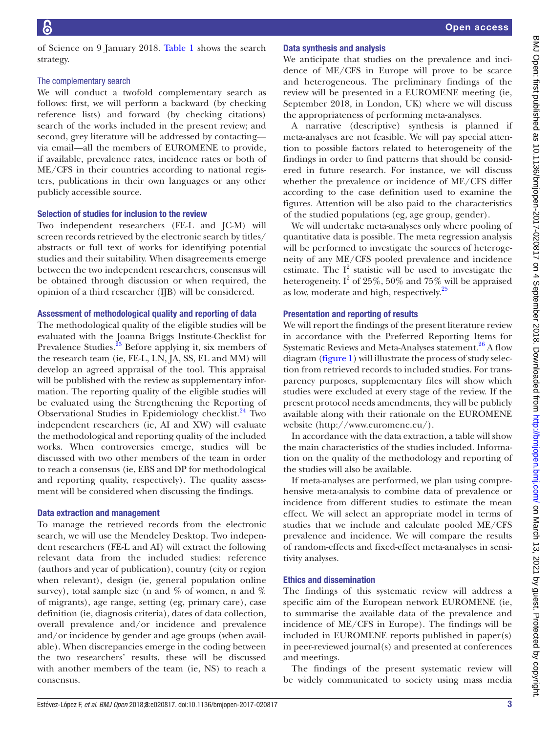of Science on 9 January 2018. Table 1 shows the search strategy.

### The complementary search

We will conduct a twofold complementary search as follows: first, we will perform a backward (by checking reference lists) and forward (by checking citations) search of the works included in the present review; and second, grey literature will be addressed by contacting—via email—all the members of EUROMENE to provide, if available, prevalence rates, incidence rates or both of ME/CFS in their countries according to national registers, publications in their own languages or any other publicly accessible source.

## Selection of studies for inclusion to the review

Two independent researchers (FE-L and JC-M) will screen records retrieved by the electronic search by titles/abstracts or full text of works for identifying potential studies and their suitability. When disagreements emerge between the two independent researchers, consensus will be obtained through discussion or when required, the opinion of a third researcher (IJB) will be considered.

## Assessment of methodological quality and reporting of data

The methodological quality of the eligible studies will be evaluated with the Joanna Briggs Institute-Checklist for Prevalence Studies.[23] Before applying it, six members of the research team (ie, FE-L, LN, JA, SS, EL and MM) will develop an agreed appraisal of the tool. This appraisal will be published with the review as supplementary information. The reporting quality of the eligible studies will be evaluated using the Strengthening the Reporting of Observational Studies in Epidemiology checklist.[24] Two independent researchers (ie, AI and XW) will evaluate the methodological and reporting quality of the included works. When controversies emerge, studies will be discussed with two other members of the team in order to reach a consensus (ie, EBS and DP for methodological and reporting quality, respectively). The quality assessment will be considered when discussing the findings.

## Data extraction and management

To manage the retrieved records from the electronic search, we will use the Mendeley Desktop. Two independent researchers (FE-L and AI) will extract the following relevant data from the included studies: reference (authors and year of publication), country (city or region when relevant), design (ie, general population online survey), total sample size (n and % of women, n and % of migrants), age range, setting (eg, primary care), case definition (ie, diagnosis criteria), dates of data collection, overall prevalence and/or incidence and prevalence and/or incidence by gender and age groups (when available). When discrepancies emerge in the coding between the two researchers' results, these will be discussed with another members of the team (ie, NS) to reach a consensus.

## Data synthesis and analysis

We anticipate that studies on the prevalence and incidence of ME/CFS in Europe will prove to be scarce and heterogeneous. The preliminary findings of the review will be presented in a EUROMENE meeting (ie, September 2018, in London, UK) where we will discuss the appropriateness of performing meta-analyses.

A narrative (descriptive) synthesis is planned if meta-analyses are not feasible. We will pay special attention to possible factors related to heterogeneity of the findings in order to find patterns that should be considered in future research. For instance, we will discuss whether the prevalence or incidence of ME/CFS differ according to the case definition used to examine the figures. Attention will be also paid to the characteristics of the studied populations (eg, age group, gender).

We will undertake meta-analyses only where pooling of quantitative data is possible. The meta regression analysis will be performed to investigate the sources of heterogeneity of any ME/CFS pooled prevalence and incidence estimate. The $I^2$ statistic will be used to investigate the heterogeneity. $I^2$ of 25%, 50% and 75% will be appraised as low, moderate and high, respectively.[25]

## Presentation and reporting of results

We will report the findings of the present literature review in accordance with the Preferred Reporting Items for Systematic Reviews and Meta-Analyses statement.[26] A flow diagram (figure 1) will illustrate the process of study selection from retrieved records to included studies. For transparency purposes, supplementary files will show which studies were excluded at every stage of the review. If the present protocol needs amendments, they will be publicly available along with their rationale on the EUROMENE website (http://www.euromene.eu/).

In accordance with the data extraction, a table will show the main characteristics of the studies included. Information on the quality of the methodology and reporting of the studies will be also available.

If meta-analyses are performed, we plan using comprehensive meta-analysis to combine data of prevalence or incidence from different studies to estimate the mean effect. We will select an appropriate model in terms of studies that we include and calculate pooled ME/CFS prevalence and incidence. We will compare the results of random-effects and fixed-effect meta-analyses in sensitivity analyses.

## Ethics and dissemination

The findings of this systematic review will address a specific aim of the European network EUROMENE (ie, to summarise the available data of the prevalence and incidence of ME/CFS in Europe). The findings will be included in EUROMENE reports published in paper(s) in peer-reviewed journal(s) and presented at conferences and meetings.

The findings of the present systematic review will be widely communicated to society using mass media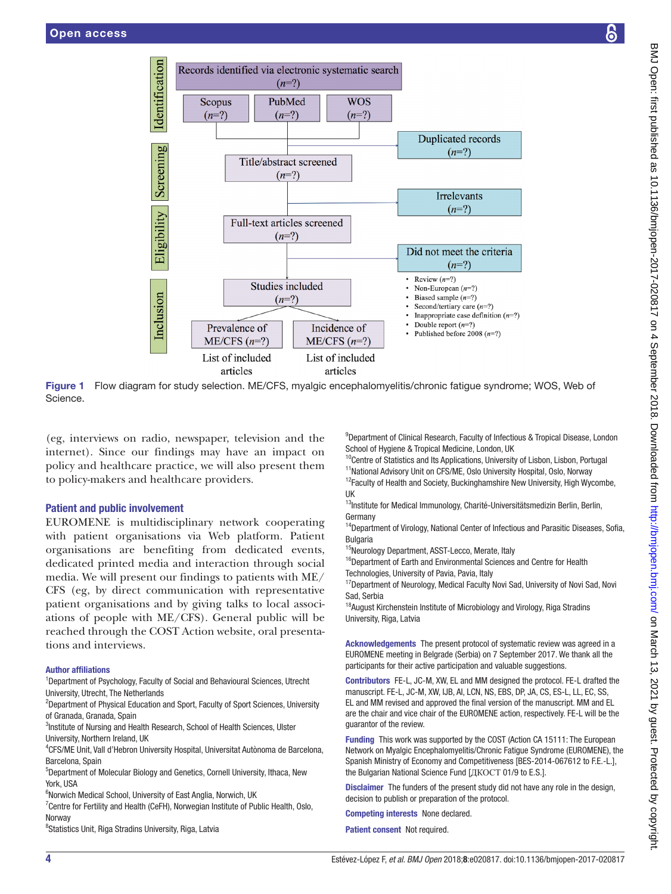Figure 1 Flow diagram for study selection. ME/CFS, myalgic encephalomyelitis/chronic fatigue syndrome; WOS, Web of Science.

(eg, interviews on radio, newspaper, television and the internet). Since our findings may have an impact on policy and healthcare practice, we will also present them to policy-makers and healthcare providers.

## Patient and public involvement

EUROMENE is multidisciplinary network cooperating with patient organisations via Web platform. Patient organisations are benefiting from dedicated events, dedicated printed media and interaction through social media. We will present our findings to patients with ME/CFS (eg, by direct communication with representative patient organisations and by giving talks to local associations of people with ME/CFS). General public will be reached through the COST Action website, oral presentations and interviews.

**Author affiliations**

[1]Department of Psychology, Faculty of Social and Behavioural Sciences, Utrecht University, Utrecht, The Netherlands
[2]Department of Physical Education and Sport, Faculty of Sport Sciences, University of Granada, Granada, Spain
[3]Institute of Nursing and Health Research, School of Health Sciences, Ulster University, Northern Ireland, UK
[4]CFS/ME Unit, Vall d'Hebron University Hospital, Universitat Autònoma de Barcelona, Barcelona, Spain
[5]Department of Molecular Biology and Genetics, Cornell University, Ithaca, New York, USA
[6]Norwich Medical School, University of East Anglia, Norwich, UK
[7]Centre for Fertility and Health (CeFH), Norwegian Institute of Public Health, Oslo, Norway
[8]Statistics Unit, Riga Stradins University, Riga, Latvia
[9]Department of Clinical Research, Faculty of Infectious & Tropical Disease, London School of Hygiene & Tropical Medicine, London, UK
[10]Centre of Statistics and Its Applications, University of Lisbon, Lisbon, Portugal
[11]National Advisory Unit on CFS/ME, Oslo University Hospital, Oslo, Norway
[12]Faculty of Health and Society, Buckinghamshire New University, High Wycombe, UK
[13]Institute for Medical Immunology, Charité-Universitätsmedizin Berlin, Berlin, Germany
[14]Department of Virology, National Center of Infectious and Parasitic Diseases, Sofia, Bulgaria
[15]Neurology Department, ASST-Lecco, Merate, Italy
[16]Department of Earth and Environmental Sciences and Centre for Health Technologies, University of Pavia, Pavia, Italy
[17]Department of Neurology, Medical Faculty Novi Sad, University of Novi Sad, Novi Sad, Serbia
[18]August Kirchenstein Institute of Microbiology and Virology, Riga Stradins University, Riga, Latvia

**Acknowledgements** The present protocol of systematic review was agreed in a EUROMENE meeting in Belgrade (Serbia) on 7 September 2017. We thank all the participants for their active participation and valuable suggestions.

**Contributors** FE-L, JC-M, XW, EL and MM designed the protocol. FE-L drafted the manuscript. FE-L, JC-M, XW, IJB, AI, LCN, NS, EBS, DP, JA, CS, ES-L, LL, EC, SS, EL and MM revised and approved the final version of the manuscript. MM and EL are the chair and vice chair of the EUROMENE action, respectively. FE-L will be the guarantor of the review.

**Funding** This work was supported by the COST (Action CA 15111: The European Network on Myalgic Encephalomyelitis/Chronic Fatigue Syndrome (EUROMENE), the Spanish Ministry of Economy and Competitiveness [BES-2014-067612 to F.E.-L.], the Bulgarian National Science Fund [ДКОСТ 01/9 to E.S.].

**Disclaimer** The funders of the present study did not have any role in the design, decision to publish or preparation of the protocol.

**Competing interests** None declared.

**Patient consent** Not required.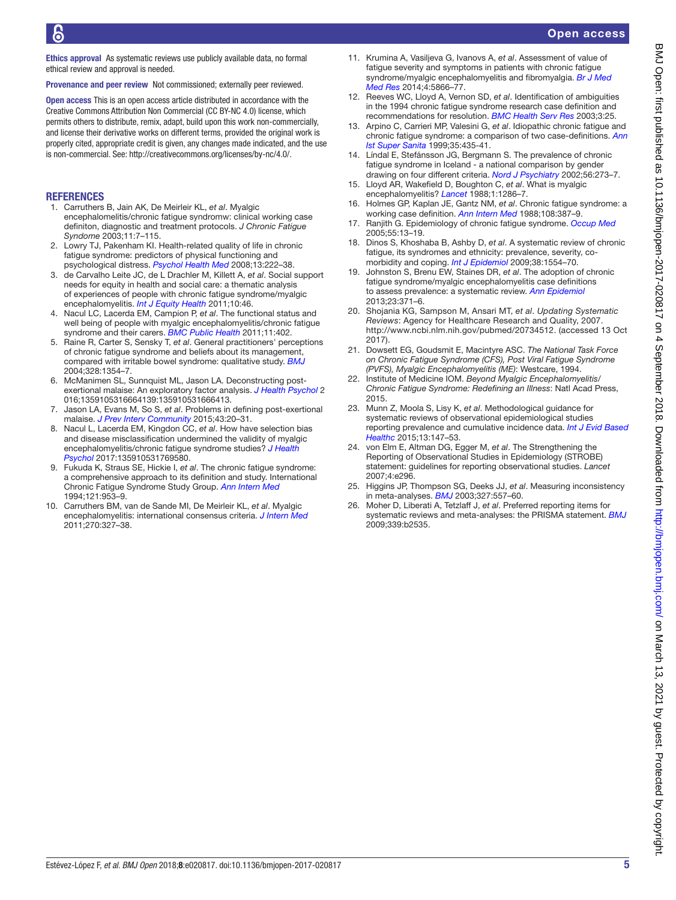**Ethics approval** As systematic reviews use publicly available data, no formal ethical review and approval is needed.

**Provenance and peer review** Not commissioned; externally peer reviewed.

**Open access** This is an open access article distributed in accordance with the Creative Commons Attribution Non Commercial (CC BY-NC 4.0) license, which permits others to distribute, remix, adapt, build upon this work non-commercially, and license their derivative works on different terms, provided the original work is properly cited, appropriate credit is given, any changes made indicated, and the use is non-commercial. See: http://creativecommons.org/licenses/by-nc/4.0/.

## REFERENCES

1. Carruthers B, Jain AK, De Meirleir KL, *et al*. Myalgic encephalomelitis/chronic fatigue syndromw: clinical working case definiton, diagnostic and treatment protocols. *J Chronic Fatigue Syndome* 2003;11:7–115.
2. Lowry TJ, Pakenham KI. Health-related quality of life in chronic fatigue syndrome: predictors of physical functioning and psychological distress. *Psychol Health Med* 2008;13:222–38.
3. de Carvalho Leite JC, de L Drachler M, Killett A, *et al*. Social support needs for equity in health and social care: a thematic analysis of experiences of people with chronic fatigue syndrome/myalgic encephalomyelitis. *Int J Equity Health* 2011;10:46.
4. Nacul LC, Lacerda EM, Campion P, *et al*. The functional status and well being of people with myalgic encephalomyelitis/chronic fatigue syndrome and their carers. *BMC Public Health* 2011;11:402.
5. Raine R, Carter S, Sensky T, *et al*. General practitioners' perceptions of chronic fatigue syndrome and beliefs about its management, compared with irritable bowel syndrome: qualitative study. *BMJ* 2004;328:1354–7.
6. McManimen SL, Sunnquist ML, Jason LA. Deconstructing post-exertional malaise: An exploratory factor analysis. *J Health Psychol* 2016;1359105316664139:135910531666413.
7. Jason LA, Evans M, So S, *et al*. Problems in defining post-exertional malaise. *J Prev Interv Community* 2015;43:20–31.
8. Nacul L, Lacerda EM, Kingdon CC, *et al*. How have selection bias and disease misclassification undermined the validity of myalgic encephalomyelitis/chronic fatigue syndrome studies? *J Health Psychol* 2017:135910531769580.
9. Fukuda K, Straus SE, Hickie I, *et al*. The chronic fatigue syndrome: a comprehensive approach to its definition and study. International Chronic Fatigue Syndrome Study Group. *Ann Intern Med* 1994;121:953–9.
10. Carruthers BM, van de Sande MI, De Meirleir KL, *et al*. Myalgic encephalomyelitis: international consensus criteria. *J Intern Med* 2011;270:327–38.
11. Krumina A, Vasiljeva G, Ivanovs A, *et al*. Assessment of value of fatigue severity and symptoms in patients with chronic fatigue syndrome/myalgic encephalomyelitis and fibromyalgia. *Br J Med Med Res* 2014;4:5866–77.
12. Reeves WC, Lloyd A, Vernon SD, *et al*. Identification of ambiguities in the 1994 chronic fatigue syndrome research case definition and recommendations for resolution. *BMC Health Serv Res* 2003;3:25.
13. Arpino C, Carrieri MP, Valesini G, *et al*. Idiopathic chronic fatigue and chronic fatigue syndrome: a comparison of two case-definitions. *Ann Ist Super Sanita* 1999;35:435-41.
14. Líndal E, Stefánsson JG, Bergmann S. The prevalence of chronic fatigue syndrome in Iceland - a national comparison by gender drawing on four different criteria. *Nord J Psychiatry* 2002;56:273–7.
15. Lloyd AR, Wakefield D, Boughton C, *et al*. What is myalgic encephalomyelitis? *Lancet* 1988;1:1286–7.
16. Holmes GP, Kaplan JE, Gantz NM, *et al*. Chronic fatigue syndrome: a working case definition. *Ann Intern Med* 1988;108:387–9.
17. Ranjith G. Epidemiology of chronic fatigue syndrome. *Occup Med* 2005;55:13–19.
18. Dinos S, Khoshaba B, Ashby D, *et al*. A systematic review of chronic fatigue, its syndromes and ethnicity: prevalence, severity, co-morbidity and coping. *Int J Epidemiol* 2009;38:1554–70.
19. Johnston S, Brenu EW, Staines DR, *et al*. The adoption of chronic fatigue syndrome/myalgic encephalomyelitis case definitions to assess prevalence: a systematic review. *Ann Epidemiol* 2013;23:371–6.
20. Shojania KG, Sampson M, Ansari MT, *et al*. *Updating Systematic Reviews*: Agency for Healthcare Research and Quality, 2007. http://www.ncbi.nlm.nih.gov/pubmed/20734512. (accessed 13 Oct 2017).
21. Dowsett EG, Goudsmit E, Macintyre ASC. *The National Task Force on Chronic Fatigue Syndrome (CFS), Post Viral Fatigue Syndrome (PVFS), Myalgic Encephalomyelitis (ME)*: Westcare, 1994.
22. Institute of Medicine IOM. *Beyond Myalgic Encephalomyelitis/ Chronic Fatigue Syndrome: Redefining an Illness*: Natl Acad Press, 2015.
23. Munn Z, Moola S, Lisy K, *et al*. Methodological guidance for systematic reviews of observational epidemiological studies reporting prevalence and cumulative incidence data. *Int J Evid Based Healthc* 2015;13:147–53.
24. von Elm E, Altman DG, Egger M, *et al*. The Strengthening the Reporting of Observational Studies in Epidemiology (STROBE) statement: guidelines for reporting observational studies. *Lancet* 2007;4:e296.
25. Higgins JP, Thompson SG, Deeks JJ, *et al*. Measuring inconsistency in meta-analyses. *BMJ* 2003;327:557–60.
26. Moher D, Liberati A, Tetzlaff J, *et al*. Preferred reporting items for systematic reviews and meta-analyses: the PRISMA statement. *BMJ* 2009;339:b2535.